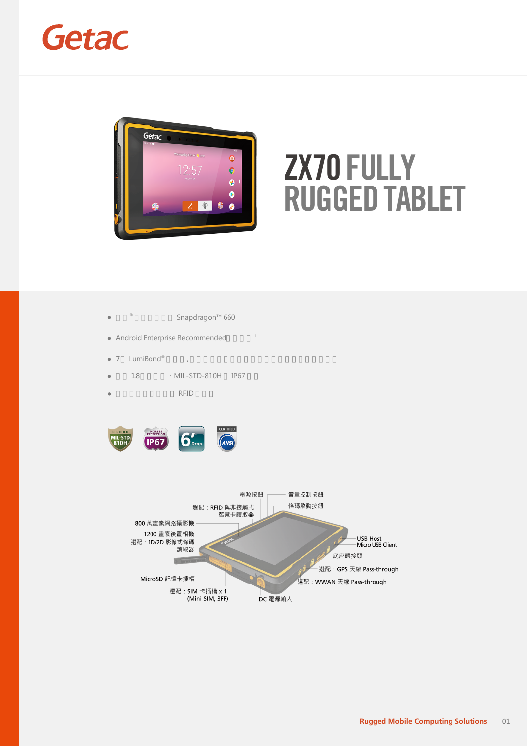# ZX70 FULLY RUGGED TABLET

- ® Snapdragon™ 660
- Android Enterprise Recommended
- 7 LumiBond®
- 1.8 、MIL-STD-810H IP67
- RFID

CERTIFIED MIL-STD 810H

INGRESS PROTECTION IP67

6′ Drop

CERTIFIED ANSI

電源按鈕

音量控制按鈕

選配：RFID 與非接觸式智慧卡讀取器

條碼啟動按鈕

800 萬畫素網路攝影機

1200 畫素後置相機

選配：1D/2D 影像式條碼讀取器

USB Host

Micro USB Client

底座轉接頭

選配：GPS 天線 Pass-through

選配：WWAN 天線 Pass-through

MicroSD 記憶卡插槽

選配：SIM 卡插槽 x 1 (Mini-SIM, 3FF)

DC 電源輸入

**Rugged Mobile Computing Solutions**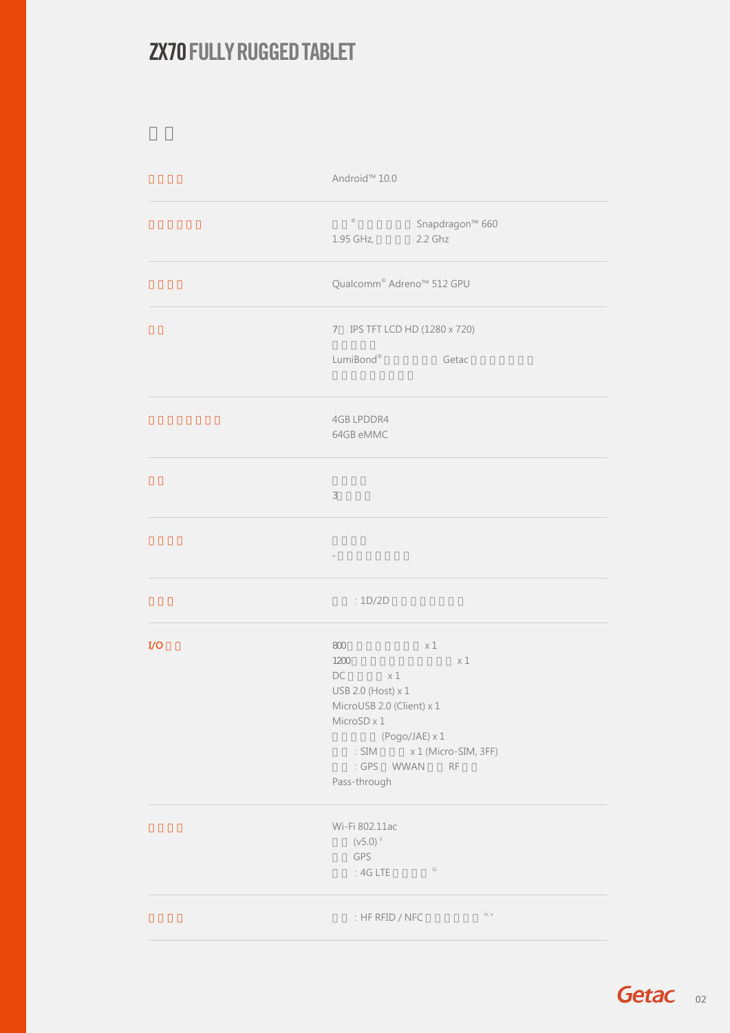# ZX70 FULLY RUGGED TABLET

## □□

| | |
|---|---|
| □□□□ | Android™ 10.0 |
| □□□□□□ | □□® □□□□□□ Snapdragon™ 660<br>1.95 GHz, □□□□ 2.2 Ghz |
| □□□□ | Qualcomm® Adreno™ 512 GPU |
| □□ | 7□ IPS TFT LCD HD (1280 x 720)<br>□□□□□<br>LumiBond® □□□□□□ Getac □□□□□□□□<br>□□□□□□□□□ |
| □□□□□□□□ | 4GB LPDDR4<br>64GB eMMC |
| □□ | □□□□<br>3□□□□ |
| □□□□ | □□□□<br>-□□□□□□□□ |
| □□□ | □□ : 1D/2D □□□□□□□□ |
| I/O □□ | 800□□□□□□□□ x 1<br>1200□□□□□□□□□□□□ x 1<br>DC □□□□ x 1<br>USB 2.0 (Host) x 1<br>MicroUSB 2.0 (Client) x 1<br>MicroSD x 1<br>□□□□□ (Pogo/JAE) x 1<br>□□ : SIM □□□ x 1 (Micro-SIM, 3FF)<br>□□ : GPS □ WWAN □□ RF □□<br>Pass-through |
| □□□□ | Wi-Fi 802.11ac<br>□□ (v5.0)[ii]<br>□□ GPS<br>□□ : 4G LTE □□□□[iii] |
| □□□□ | □□ : HF RFID / NFC □□□□□□[iv, v] |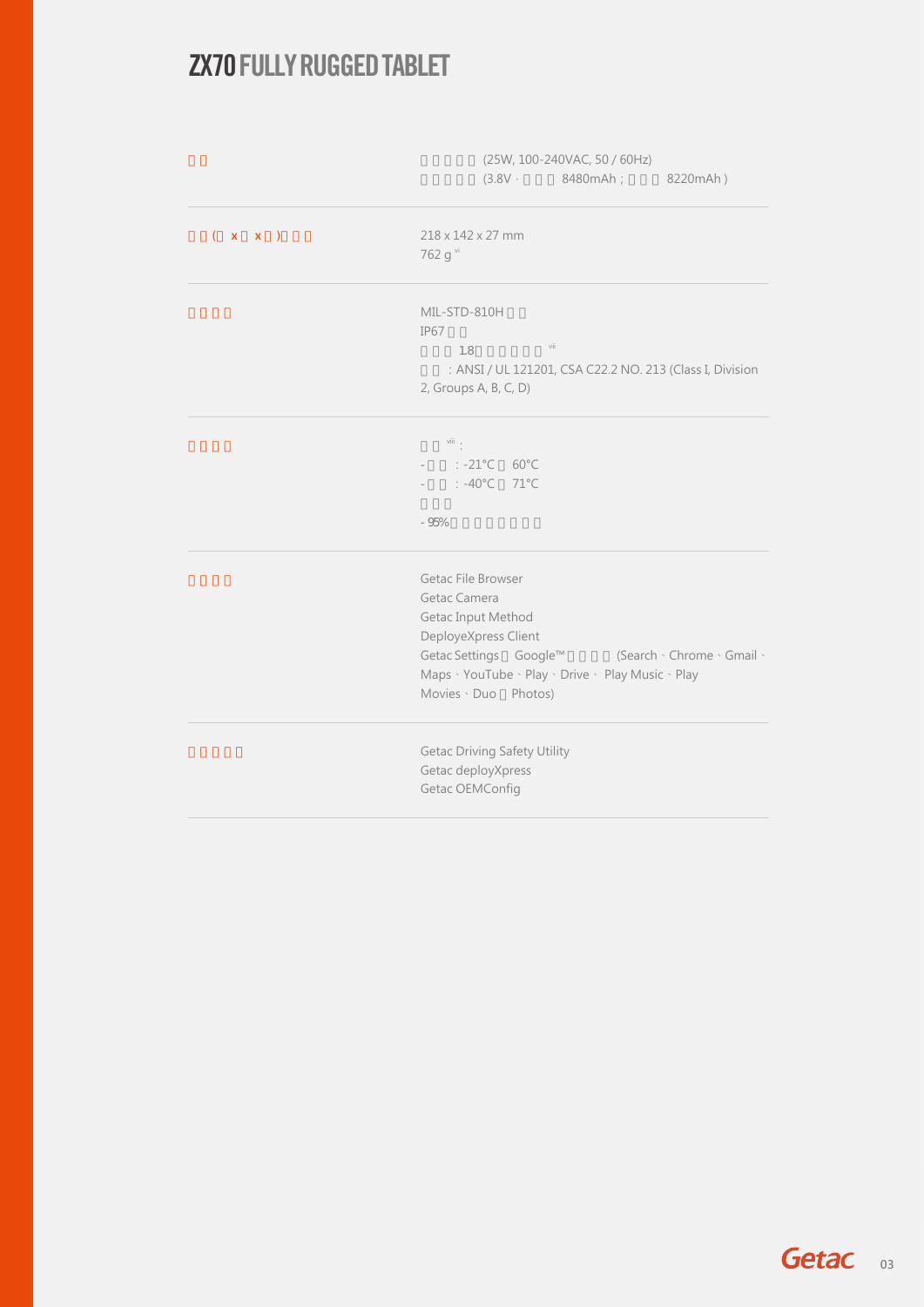## ZX70 FULLY RUGGED TABLET

| | |
|---|---|
| □□ | □□□□□ (25W, 100-240VAC, 50 / 60Hz)<br>□□□□□ (3.8V，□□□ 8480mAh；□□□ 8220mAh) |
| □□(□ x □ x □)□□□ | 218 x 142 x 27 mm<br>762 g [vi] |
| □□□□ | MIL-STD-810H □□<br>IP67 □□<br>□□□ 1.8□□□□□□□ [vii]<br>□□：ANSI / UL 121201, CSA C22.2 NO. 213 (Class I, Division 2, Groups A, B, C, D) |
| □□□□ | □□ [viii]：<br>- □□：-21°C □ 60°C<br>- □□：-40°C □ 71°C<br>□□□<br>- 95%□□□□□□□□ |
| □□□□ | Getac File Browser<br>Getac Camera<br>Getac Input Method<br>DeployeXpress Client<br>Getac Settings□ Google™□□□□ (Search、Chrome、Gmail、Maps、YouTube、Play、Drive、 Play Music、Play Movies、Duo□ Photos) |
| □□□□□ | Getac Driving Safety Utility<br>Getac deployXpress<br>Getac OEMConfig |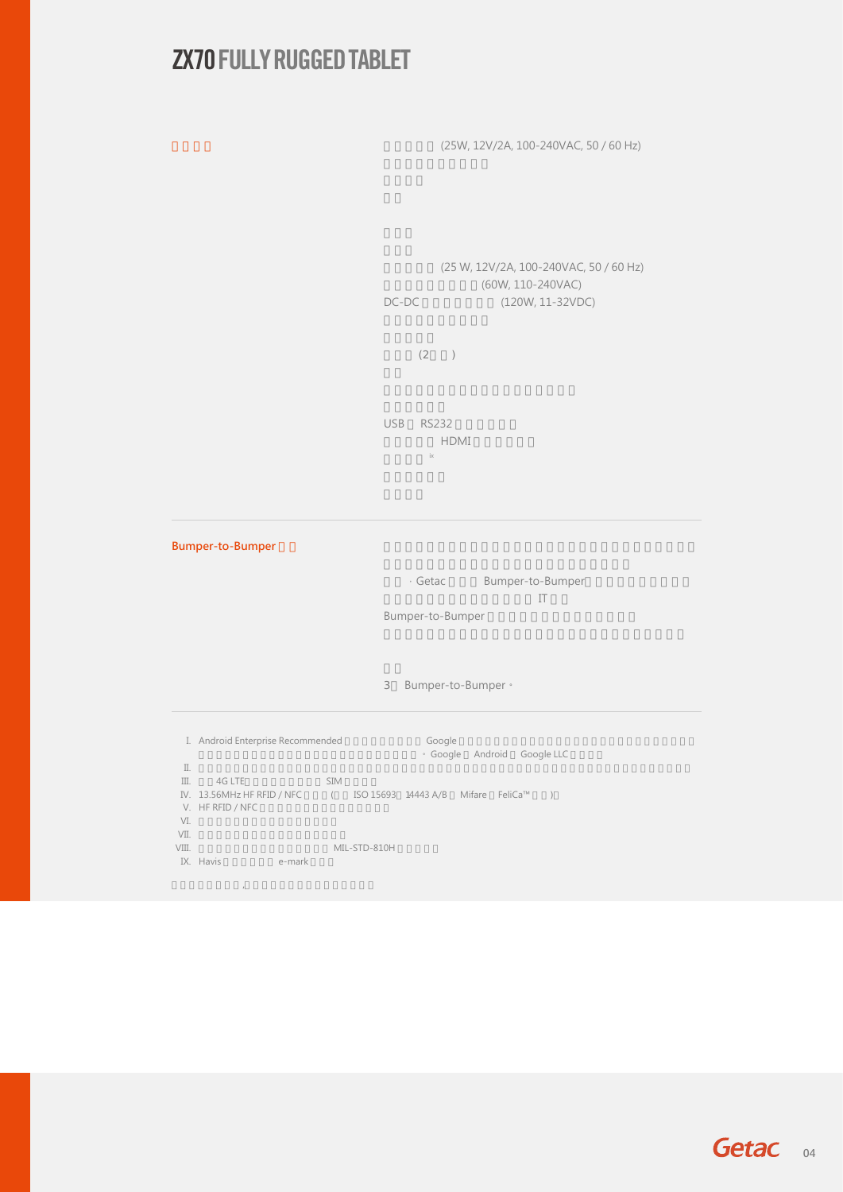# ZX70 FULLY RUGGED TABLET

**□□□□**

□□□□□ (25W, 12V/2A, 100-240VAC, 50 / 60 Hz)
□□□□□□□□□□
□□□□
□□

□□□
□□□
□□□□□ (25 W, 12V/2A, 100-240VAC, 50 / 60 Hz)
□□□□□□□□□ (60W, 110-240VAC)
DC-DC□□□□□□□ (120W, 11-32VDC)
□□□□□□□□□□
□□□□□
□□□ (2□□)
□□
□□□□□□□□□□□□□□□□□□
□□□□□□
USB□RS232□□□□□□
□□□□□ HDMI□□□□□□
□□□□ [ix]
□□□□□□
□□□□

---

**Bumper-to-Bumper □□**

□□□□□□□□□□□□□□□□□□□□□□□□□□□□□□
□□□□□□□□□□□□□□□□□□□□□□□□
□□ · Getac□□□ Bumper-to-Bumper□□□□□□□□□□
□□□□□□□□□□□□□□ IT□□
Bumper-to-Bumper□□□□□□□□□□□□□□
□□□□□□□□□□□□□□□□□□□□□□□□□□□□□□

□□
3□ Bumper-to-Bumper。

---

I. Android Enterprise Recommended□□□□□□□□ Google□□□□□□□□□□□□□□□□□□□□□□□□□□□□□□□□□□□□□□□□□□□□□□□□□□□□□□□□□□□□。Google□ Android□ Google LLC□□□□
II. □□□□□□□□□□□□□□□□□□□□□□□□□□□□□□□□□□□□□□□□□□□□□□□□□□□□
III. □□4G LTE□□□□□□□□□ SIM□□□□
IV. 13.56MHz HF RFID / NFC□□□ (□□ ISO 15693□14443 A/B□ Mifare□FeliCa™□□)□
V. HF RFID / NFC□□□□□□□□□□□□□□□□
VI. □□□□□□□□□□□□□□□□
VII. □□□□□□□□□□□□□□□□□
VIII. □□□□□□□□□□□□□□□ MIL-STD-810H□□□□□□
IX. Havis□□□□□□□ e-mark□□□

□□□□□□□□,□□□□□□□□□□□□□□□□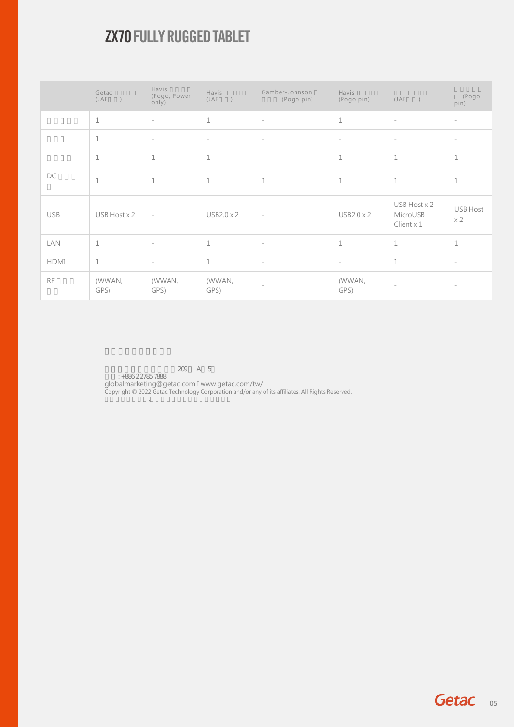# ZX70 FULLY RUGGED TABLET

| | Getac □□□□ (JAE□□) | Havis □□□□ (Pogo, Power only) | Havis □□□□ (JAE□□) | Gamber-Johnson □ □□□ (Pogo pin) | Havis □□□□ (Pogo pin) | □□□□□ (JAE□□) | □□□□□ □ (Pogo pin) |
|---|---|---|---|---|---|---|---|
| □□□□ | 1 | - | 1 | - | 1 | - | - |
| □□□ | 1 | - | - | - | - | - | - |
| □□□□ | 1 | 1 | 1 | - | 1 | 1 | 1 |
| DC □□□ □ | 1 | 1 | 1 | 1 | 1 | 1 | 1 |
| USB | USB Host x 2 | - | USB2.0 x 2 | - | USB2.0 x 2 | USB Host x 2 MicroUSB Client x 1 | USB Host x 2 |
| LAN | 1 | - | 1 | - | 1 | 1 | 1 |
| HDMI | 1 | - | 1 | - | - | 1 | - |
| RF □□□ □□ | (WWAN, GPS) | (WWAN, GPS) | (WWAN, GPS) | - | (WWAN, GPS) | - | - |

□□□□□□□□□

□□□□□□□□□□209□ A□5□
□□: +886 2 2785 7888
globalmarketing@getac.com I www.getac.com/tw/
Copyright © 2022 Getac Technology Corporation and/or any of its affiliates. All Rights Reserved.
□□□□□□□□,□□□□□□□□□□□□□□□